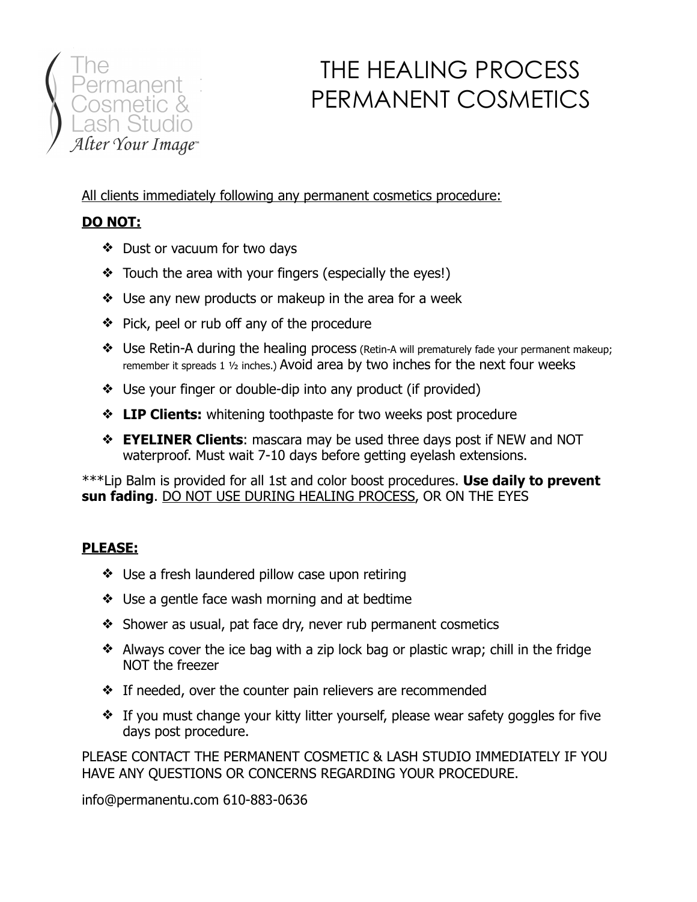The Permanent Cosmetic & Lash Studio
*Alter Your Image*™

# THE HEALING PROCESS PERMANENT COSMETICS

All clients immediately following any permanent cosmetics procedure:

**DO NOT:**

- Dust or vacuum for two days
- Touch the area with your fingers (especially the eyes!)
- Use any new products or makeup in the area for a week
- Pick, peel or rub off any of the procedure
- Use Retin-A during the healing process (Retin-A will prematurely fade your permanent makeup; remember it spreads 1 ½ inches.) Avoid area by two inches for the next four weeks
- Use your finger or double-dip into any product (if provided)
- **LIP Clients:** whitening toothpaste for two weeks post procedure
- **EYELINER Clients**: mascara may be used three days post if NEW and NOT waterproof. Must wait 7-10 days before getting eyelash extensions.

***Lip Balm is provided for all 1st and color boost procedures. **Use daily to prevent sun fading**. DO NOT USE DURING HEALING PROCESS, OR ON THE EYES

**PLEASE:**

- Use a fresh laundered pillow case upon retiring
- Use a gentle face wash morning and at bedtime
- Shower as usual, pat face dry, never rub permanent cosmetics
- Always cover the ice bag with a zip lock bag or plastic wrap; chill in the fridge NOT the freezer
- If needed, over the counter pain relievers are recommended
- If you must change your kitty litter yourself, please wear safety goggles for five days post procedure.

PLEASE CONTACT THE PERMANENT COSMETIC & LASH STUDIO IMMEDIATELY IF YOU HAVE ANY QUESTIONS OR CONCERNS REGARDING YOUR PROCEDURE.

info@permanentu.com 610-883-0636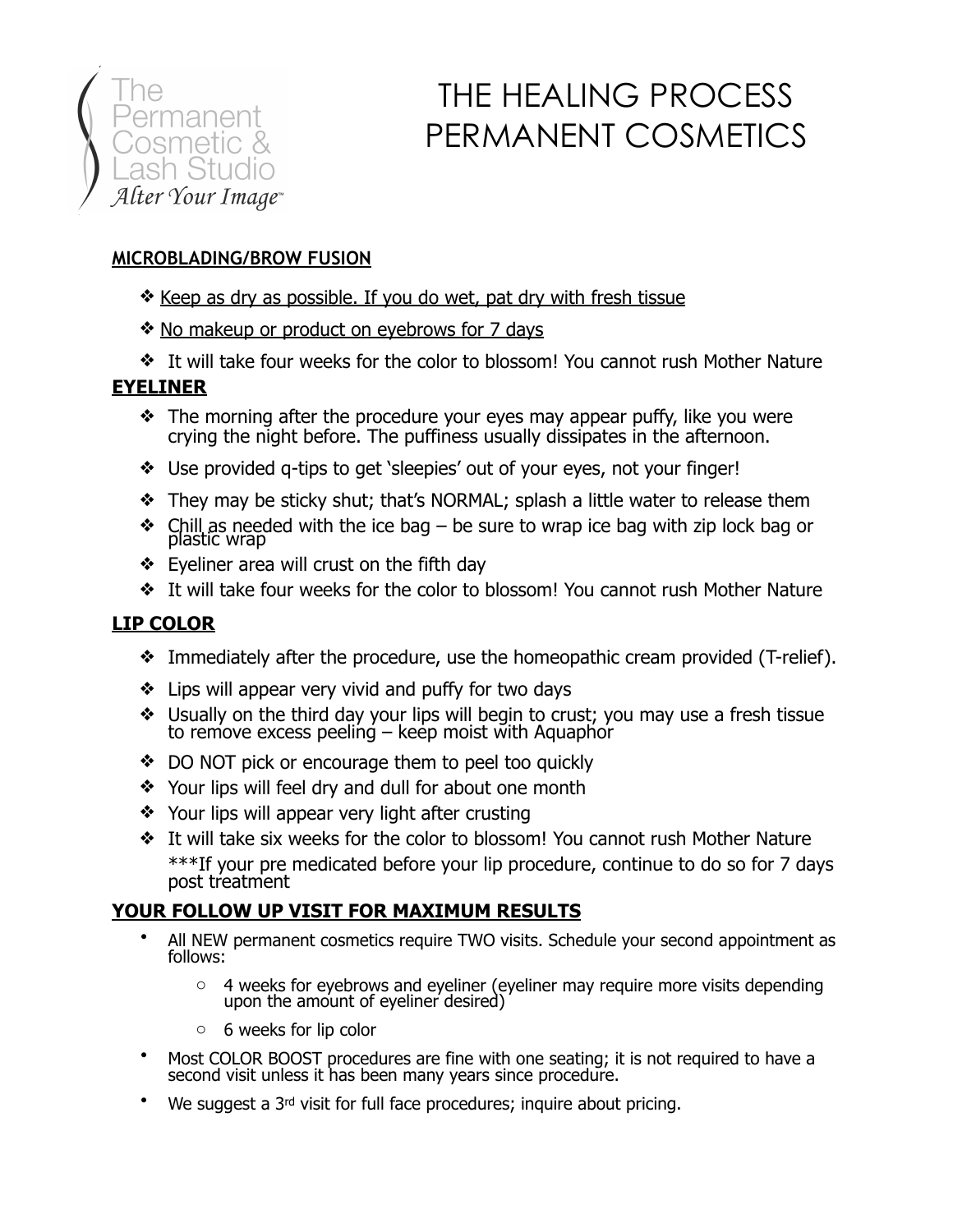The Permanent Cosmetic & Lash Studio

*Alter Your Image*™

# THE HEALING PROCESS PERMANENT COSMETICS

## MICROBLADING/BROW FUSION

- Keep as dry as possible. If you do wet, pat dry with fresh tissue
- No makeup or product on eyebrows for 7 days
- It will take four weeks for the color to blossom! You cannot rush Mother Nature

## EYELINER

- The morning after the procedure your eyes may appear puffy, like you were crying the night before. The puffiness usually dissipates in the afternoon.
- Use provided q-tips to get 'sleepies' out of your eyes, not your finger!
- They may be sticky shut; that's NORMAL; splash a little water to release them
- Chill as needed with the ice bag – be sure to wrap ice bag with zip lock bag or plastic wrap
- Eyeliner area will crust on the fifth day
- It will take four weeks for the color to blossom! You cannot rush Mother Nature

## LIP COLOR

- Immediately after the procedure, use the homeopathic cream provided (T-relief).
- Lips will appear very vivid and puffy for two days
- Usually on the third day your lips will begin to crust; you may use a fresh tissue to remove excess peeling – keep moist with Aquaphor
- DO NOT pick or encourage them to peel too quickly
- Your lips will feel dry and dull for about one month
- Your lips will appear very light after crusting
- It will take six weeks for the color to blossom! You cannot rush Mother Nature

  ***If your pre medicated before your lip procedure, continue to do so for 7 days post treatment

## YOUR FOLLOW UP VISIT FOR MAXIMUM RESULTS

- All NEW permanent cosmetics require TWO visits. Schedule your second appointment as follows:
  - 4 weeks for eyebrows and eyeliner (eyeliner may require more visits depending upon the amount of eyeliner desired)
  - 6 weeks for lip color
- Most COLOR BOOST procedures are fine with one seating; it is not required to have a second visit unless it has been many years since procedure.
- We suggest a 3rd visit for full face procedures; inquire about pricing.